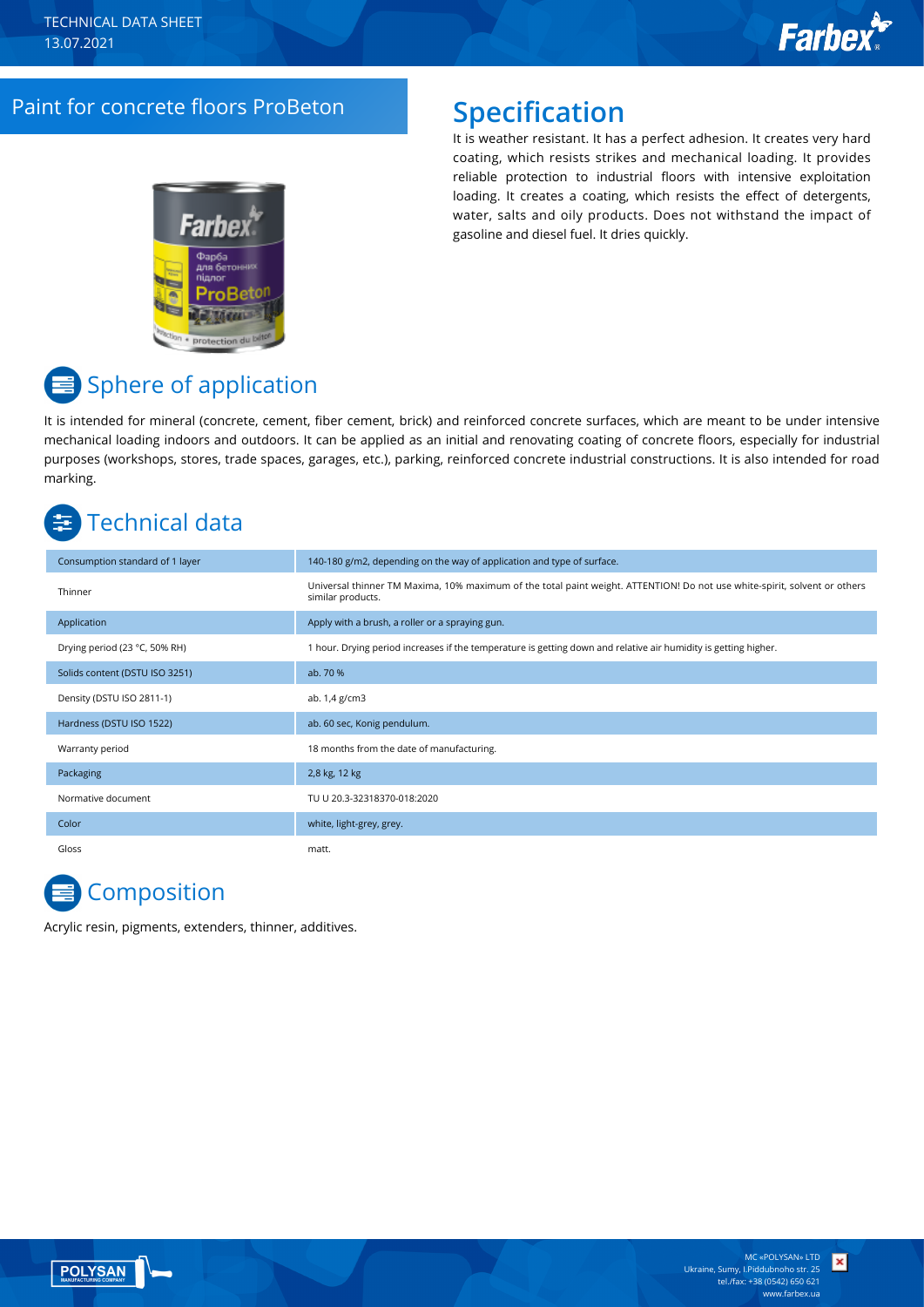TECHNICAL DATA SHEET
13.07.2021

# Paint for concrete floors ProBeton

## Specification

It is weather resistant. It has a perfect adhesion. It creates very hard coating, which resists strikes and mechanical loading. It provides reliable protection to industrial floors with intensive exploitation loading. It creates a coating, which resists the effect of detergents, water, salts and oily products. Does not withstand the impact of gasoline and diesel fuel. It dries quickly.

## Sphere of application

It is intended for mineral (concrete, cement, fiber cement, brick) and reinforced concrete surfaces, which are meant to be under intensive mechanical loading indoors and outdoors. It can be applied as an initial and renovating coating of concrete floors, especially for industrial purposes (workshops, stores, trade spaces, garages, etc.), parking, reinforced concrete industrial constructions. It is also intended for road marking.

## Technical data

| | |
|---|---|
| Consumption standard of 1 layer | 140-180 g/m2, depending on the way of application and type of surface. |
| Thinner | Universal thinner TM Maxima, 10% maximum of the total paint weight. ATTENTION! Do not use white-spirit, solvent or others similar products. |
| Application | Apply with a brush, a roller or a spraying gun. |
| Drying period (23 °C, 50% RH) | 1 hour. Drying period increases if the temperature is getting down and relative air humidity is getting higher. |
| Solids content (DSTU ISO 3251) | ab. 70 % |
| Density (DSTU ISO 2811-1) | ab. 1,4 g/cm3 |
| Hardness (DSTU ISO 1522) | ab. 60 sec, Konig pendulum. |
| Warranty period | 18 months from the date of manufacturing. |
| Packaging | 2,8 kg, 12 kg |
| Normative document | TU U 20.3-32318370-018:2020 |
| Color | white, light-grey, grey. |
| Gloss | matt. |

## Composition

Acrylic resin, pigments, extenders, thinner, additives.

MC «POLYSAN» LTD
Ukraine, Sumy, I.Piddubnoho str. 25
tel./fax: +38 (0542) 650 621
www.farbex.ua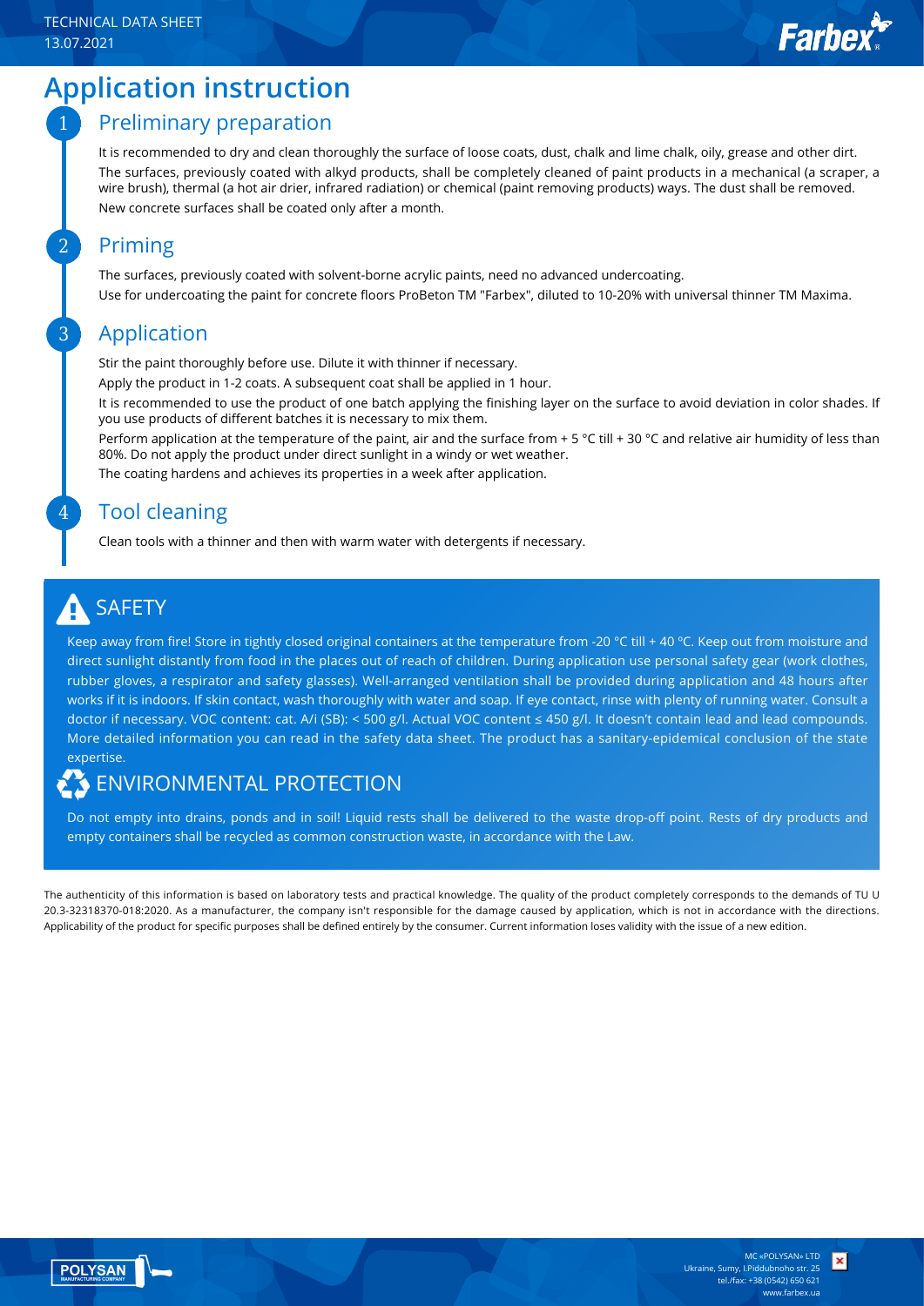# Application instruction

## 1 Preliminary preparation

It is recommended to dry and clean thoroughly the surface of loose coats, dust, chalk and lime chalk, oily, grease and other dirt.

The surfaces, previously coated with alkyd products, shall be completely cleaned of paint products in a mechanical (a scraper, a wire brush), thermal (a hot air drier, infrared radiation) or chemical (paint removing products) ways. The dust shall be removed.

New concrete surfaces shall be coated only after a month.

## 2 Priming

The surfaces, previously coated with solvent-borne acrylic paints, need no advanced undercoating.

Use for undercoating the paint for concrete floors ProBeton TM "Farbex", diluted to 10-20% with universal thinner TM Maxima.

## 3 Application

Stir the paint thoroughly before use. Dilute it with thinner if necessary.

Apply the product in 1-2 coats. A subsequent coat shall be applied in 1 hour.

It is recommended to use the product of one batch applying the finishing layer on the surface to avoid deviation in color shades. If you use products of different batches it is necessary to mix them.

Perform application at the temperature of the paint, air and the surface from + 5 °C till + 30 °C and relative air humidity of less than 80%. Do not apply the product under direct sunlight in a windy or wet weather.

The coating hardens and achieves its properties in a week after application.

## 4 Tool cleaning

Clean tools with a thinner and then with warm water with detergents if necessary.

## SAFETY

Keep away from fire! Store in tightly closed original containers at the temperature from -20 °C till + 40 °C. Keep out from moisture and direct sunlight distantly from food in the places out of reach of children. During application use personal safety gear (work clothes, rubber gloves, a respirator and safety glasses). Well-arranged ventilation shall be provided during application and 48 hours after works if it is indoors. If skin contact, wash thoroughly with water and soap. If eye contact, rinse with plenty of running water. Consult a doctor if necessary. VOC content: cat. A/i (SB): < 500 g/l. Actual VOC content ≤ 450 g/l. It doesn't contain lead and lead compounds. More detailed information you can read in the safety data sheet. The product has a sanitary-epidemical conclusion of the state expertise.

## ENVIRONMENTAL PROTECTION

Do not empty into drains, ponds and in soil! Liquid rests shall be delivered to the waste drop-off point. Rests of dry products and empty containers shall be recycled as common construction waste, in accordance with the Law.

The authenticity of this information is based on laboratory tests and practical knowledge. The quality of the product completely corresponds to the demands of TU U 20.3-32318370-018:2020. As a manufacturer, the company isn't responsible for the damage caused by application, which is not in accordance with the directions. Applicability of the product for specific purposes shall be defined entirely by the consumer. Current information loses validity with the issue of a new edition.